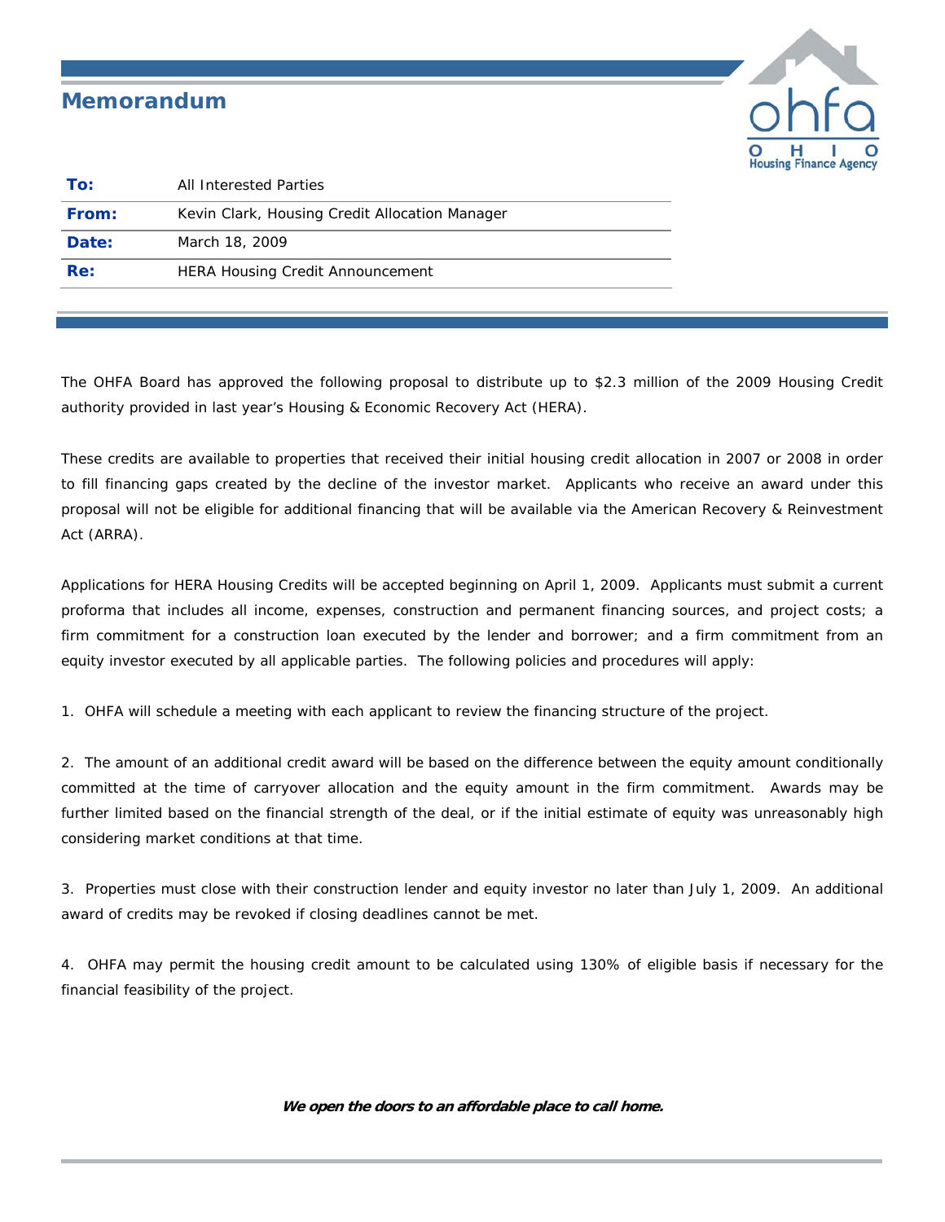# Memorandum

| | |
|---|---|
| **To:** | All Interested Parties |
| **From:** | Kevin Clark, Housing Credit Allocation Manager |
| **Date:** | March 18, 2009 |
| **Re:** | HERA Housing Credit Announcement |

The OHFA Board has approved the following proposal to distribute up to $2.3 million of the 2009 Housing Credit authority provided in last year's Housing & Economic Recovery Act (HERA).

These credits are available to properties that received their initial housing credit allocation in 2007 or 2008 in order to fill financing gaps created by the decline of the investor market. Applicants who receive an award under this proposal will not be eligible for additional financing that will be available via the American Recovery & Reinvestment Act (ARRA).

Applications for HERA Housing Credits will be accepted beginning on April 1, 2009. Applicants must submit a current proforma that includes all income, expenses, construction and permanent financing sources, and project costs; a firm commitment for a construction loan executed by the lender and borrower; and a firm commitment from an equity investor executed by all applicable parties. The following policies and procedures will apply:

1. OHFA will schedule a meeting with each applicant to review the financing structure of the project.

2. The amount of an additional credit award will be based on the difference between the equity amount conditionally committed at the time of carryover allocation and the equity amount in the firm commitment. Awards may be further limited based on the financial strength of the deal, or if the initial estimate of equity was unreasonably high considering market conditions at that time.

3. Properties must close with their construction lender and equity investor no later than July 1, 2009. An additional award of credits may be revoked if closing deadlines cannot be met.

4. OHFA may permit the housing credit amount to be calculated using 130% of eligible basis if necessary for the financial feasibility of the project.

***We open the doors to an affordable place to call home.***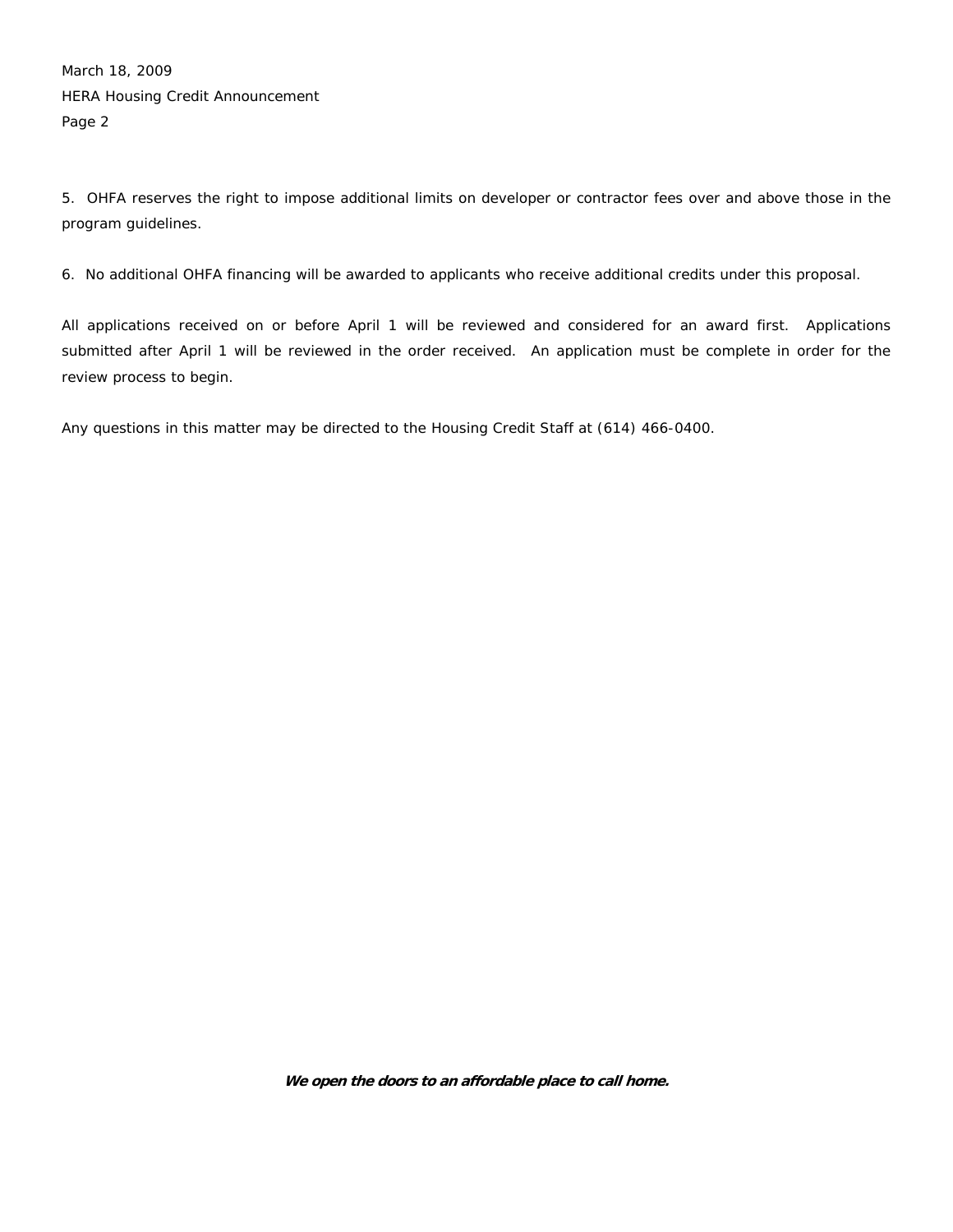5. OHFA reserves the right to impose additional limits on developer or contractor fees over and above those in the program guidelines.

6. No additional OHFA financing will be awarded to applicants who receive additional credits under this proposal.

All applications received on or before April 1 will be reviewed and considered for an award first. Applications submitted after April 1 will be reviewed in the order received. An application must be complete in order for the review process to begin.

Any questions in this matter may be directed to the Housing Credit Staff at (614) 466-0400.

***We open the doors to an affordable place to call home.***